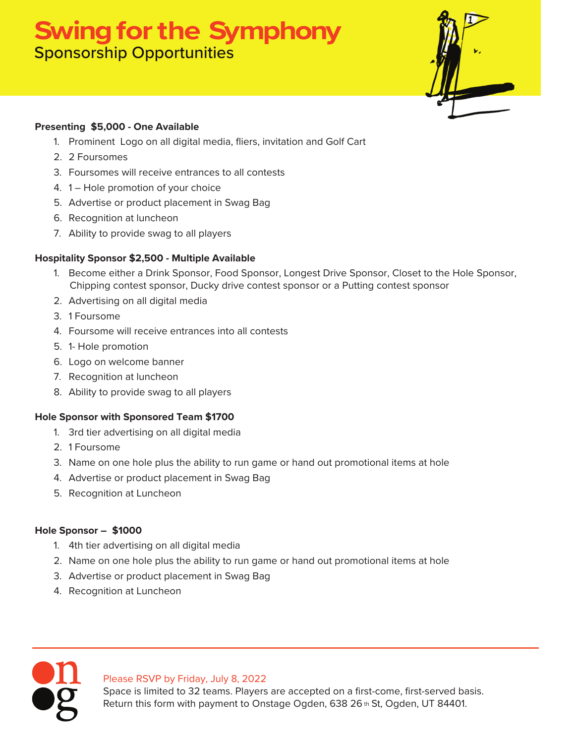# Swing for the Symphony

## Sponsorship Opportunities

**Presenting $5,000 - One Available**

1. Prominent Logo on all digital media, fliers, invitation and Golf Cart
2. 2 Foursomes
3. Foursomes will receive entrances to all contests
4. 1 – Hole promotion of your choice
5. Advertise or product placement in Swag Bag
6. Recognition at luncheon
7. Ability to provide swag to all players

**Hospitality Sponsor $2,500 - Multiple Available**

1. Become either a Drink Sponsor, Food Sponsor, Longest Drive Sponsor, Closet to the Hole Sponsor, Chipping contest sponsor, Ducky drive contest sponsor or a Putting contest sponsor
2. Advertising on all digital media
3. 1 Foursome
4. Foursome will receive entrances into all contests
5. 1- Hole promotion
6. Logo on welcome banner
7. Recognition at luncheon
8. Ability to provide swag to all players

**Hole Sponsor with Sponsored Team $1700**

1. 3rd tier advertising on all digital media
2. 1 Foursome
3. Name on one hole plus the ability to run game or hand out promotional items at hole
4. Advertise or product placement in Swag Bag
5. Recognition at Luncheon

**Hole Sponsor – $1000**

1. 4th tier advertising on all digital media
2. Name on one hole plus the ability to run game or hand out promotional items at hole
3. Advertise or product placement in Swag Bag
4. Recognition at Luncheon

Please RSVP by Friday, July 8, 2022
Space is limited to 32 teams. Players are accepted on a first-come, first-served basis.
Return this form with payment to Onstage Ogden, 638 26th St, Ogden, UT 84401.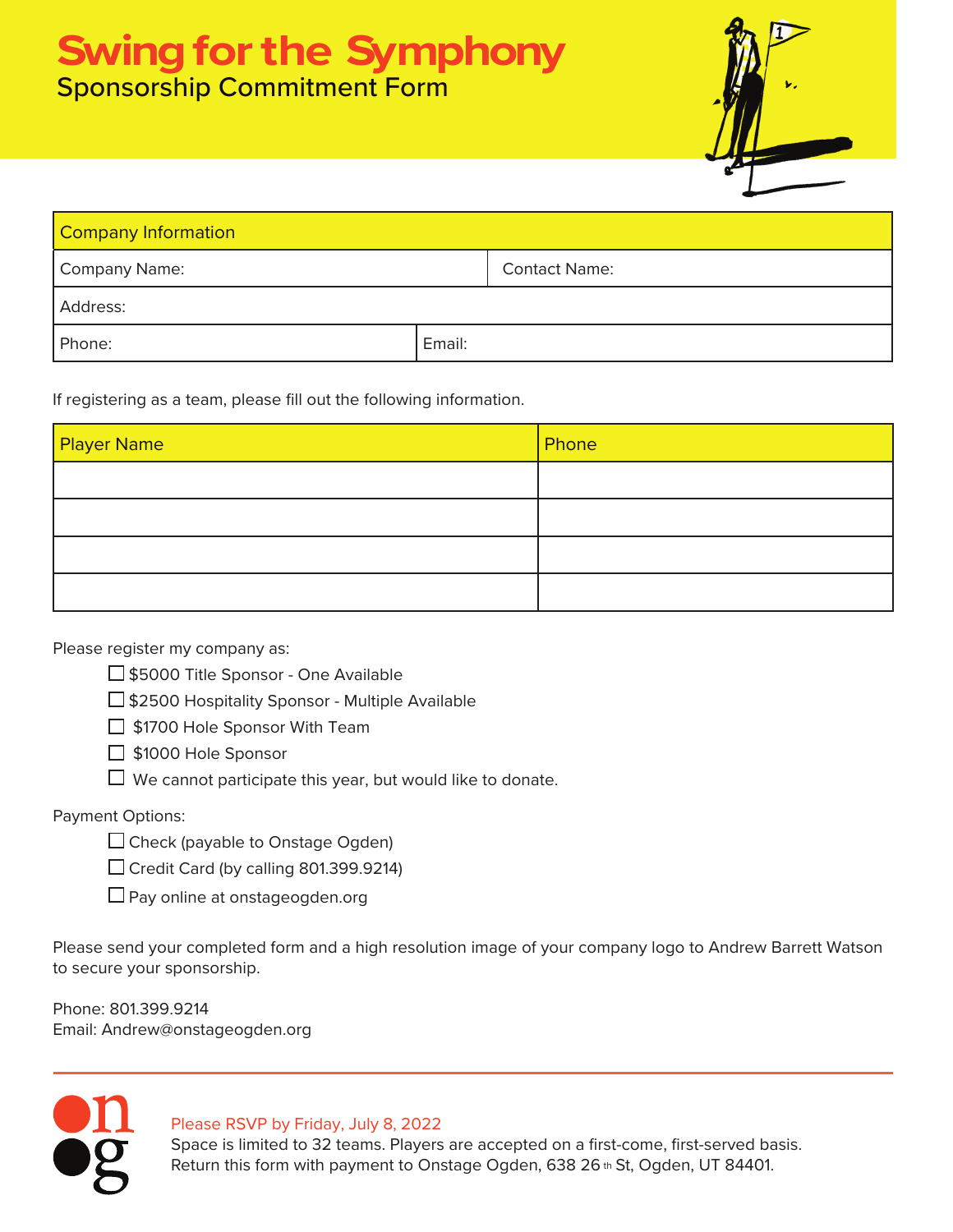# Swing for the Symphony

## Sponsorship Commitment Form

| Company Information | |
|---|---|
| Company Name: | Contact Name: |
| Address: | |
| Phone: | Email: |

If registering as a team, please fill out the following information.

| Player Name | Phone |
|---|---|
| | |
| | |
| | |
| | |

Please register my company as:

- ☐ $5000 Title Sponsor - One Available
- ☐ $2500 Hospitality Sponsor - Multiple Available
- ☐ $1700 Hole Sponsor With Team
- ☐ $1000 Hole Sponsor
- ☐ We cannot participate this year, but would like to donate.

Payment Options:

- ☐ Check (payable to Onstage Ogden)
- ☐ Credit Card (by calling 801.399.9214)
- ☐ Pay online at onstageogden.org

Please send your completed form and a high resolution image of your company logo to Andrew Barrett Watson to secure your sponsorship.

Phone: 801.399.9214
Email: Andrew@onstageogden.org

Please RSVP by Friday, July 8, 2022
Space is limited to 32 teams. Players are accepted on a first-come, first-served basis.
Return this form with payment to Onstage Ogden, 638 26th St, Ogden, UT 84401.